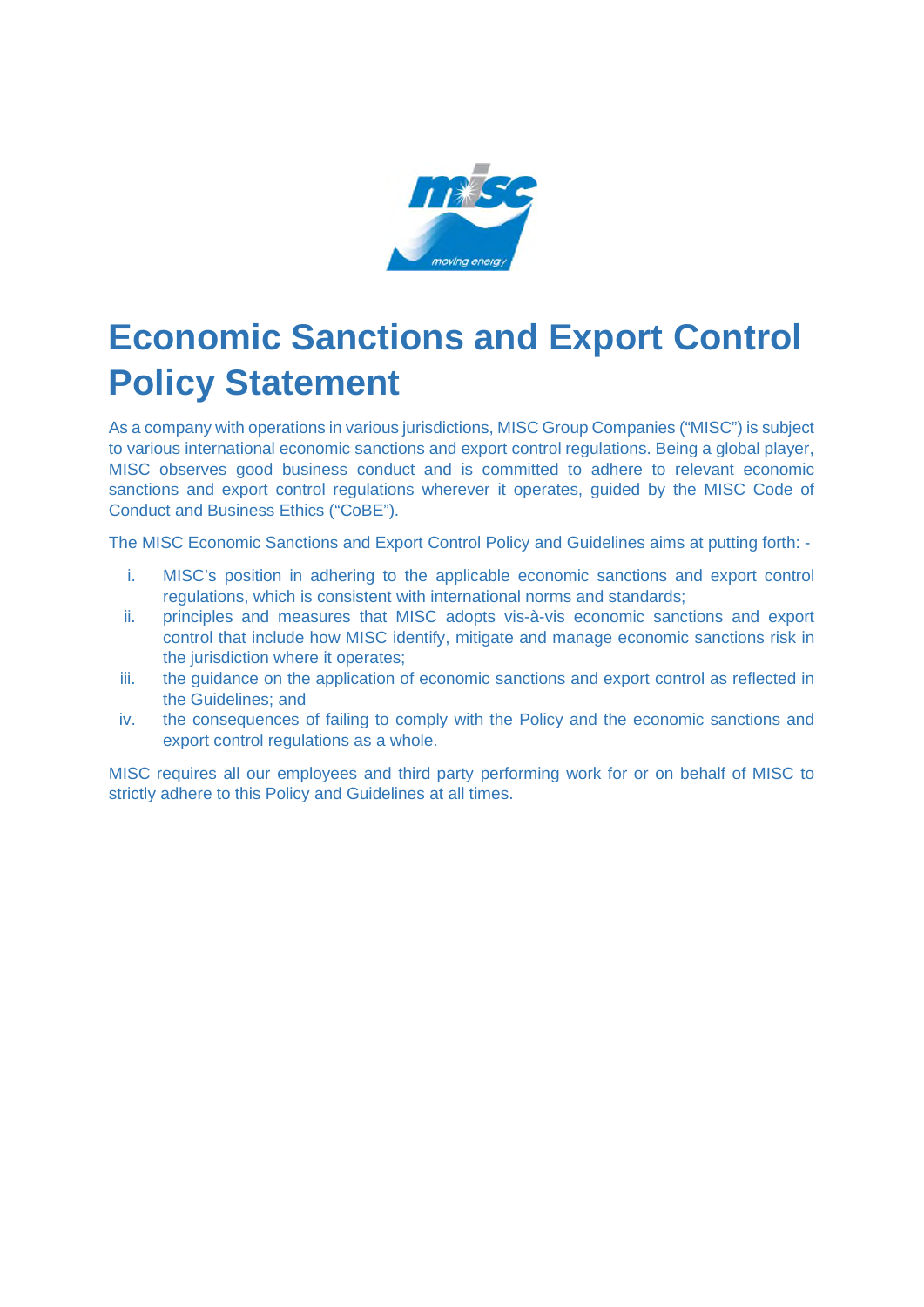# Economic Sanctions and Export Control Policy Statement

As a company with operations in various jurisdictions, MISC Group Companies ("MISC") is subject to various international economic sanctions and export control regulations. Being a global player, MISC observes good business conduct and is committed to adhere to relevant economic sanctions and export control regulations wherever it operates, guided by the MISC Code of Conduct and Business Ethics ("CoBE").

The MISC Economic Sanctions and Export Control Policy and Guidelines aims at putting forth: -

i. MISC's position in adhering to the applicable economic sanctions and export control regulations, which is consistent with international norms and standards;
ii. principles and measures that MISC adopts vis-à-vis economic sanctions and export control that include how MISC identify, mitigate and manage economic sanctions risk in the jurisdiction where it operates;
iii. the guidance on the application of economic sanctions and export control as reflected in the Guidelines; and
iv. the consequences of failing to comply with the Policy and the economic sanctions and export control regulations as a whole.

MISC requires all our employees and third party performing work for or on behalf of MISC to strictly adhere to this Policy and Guidelines at all times.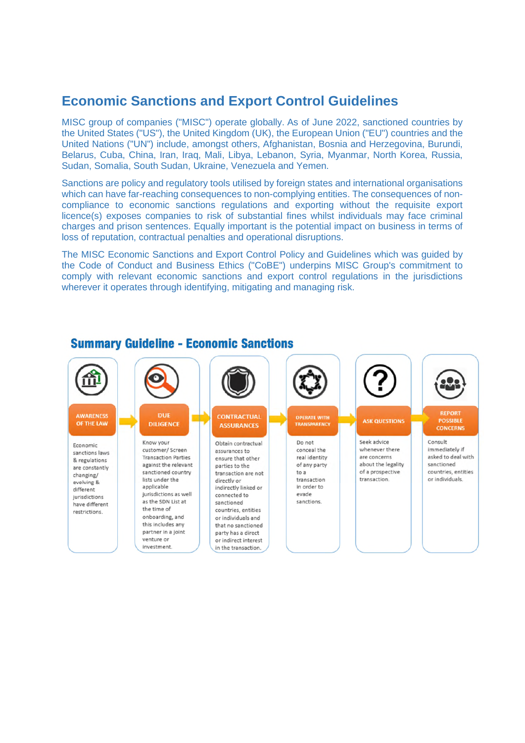## Economic Sanctions and Export Control Guidelines

MISC group of companies ("MISC") operate globally. As of June 2022, sanctioned countries by the United States ("US"), the United Kingdom (UK), the European Union ("EU") countries and the United Nations ("UN") include, amongst others, Afghanistan, Bosnia and Herzegovina, Burundi, Belarus, Cuba, China, Iran, Iraq, Mali, Libya, Lebanon, Syria, Myanmar, North Korea, Russia, Sudan, Somalia, South Sudan, Ukraine, Venezuela and Yemen.

Sanctions are policy and regulatory tools utilised by foreign states and international organisations which can have far-reaching consequences to non-complying entities. The consequences of non-compliance to economic sanctions regulations and exporting without the requisite export licence(s) exposes companies to risk of substantial fines whilst individuals may face criminal charges and prison sentences. Equally important is the potential impact on business in terms of loss of reputation, contractual penalties and operational disruptions.

The MISC Economic Sanctions and Export Control Policy and Guidelines which was guided by the Code of Conduct and Business Ethics ("CoBE") underpins MISC Group's commitment to comply with relevant economic sanctions and export control regulations in the jurisdictions wherever it operates through identifying, mitigating and managing risk.

### Summary Guideline - Economic Sanctions

| AWARENESS OF THE LAW | DUE DILIGENCE | CONTRACTUAL ASSURANCES | OPERATE WITH TRANSPARENCY | ASK QUESTIONS | REPORT POSSIBLE CONCERNS |
|---|---|---|---|---|---|
| Economic sanctions laws & regulations are constantly changing/ evolving & different jurisdictions have different restrictions. | Know your customer/ Screen Transaction Parties against the relevant sanctioned country lists under the applicable jurisdictions as well as the SDN List at the time of onboarding, and this includes any partner in a joint venture or investment. | Obtain contractual assurances to ensure that other parties to the transaction are not directly or indirectly linked or connected to sanctioned countries, entities or individuals and that no sanctioned party has a direct or indirect interest in the transaction. | Do not conceal the real identity of any party to a transaction in order to evade sanctions. | Seek advice whenever there are concerns about the legality of a prospective transaction. | Consult immediately if asked to deal with sanctioned countries, entities or individuals. |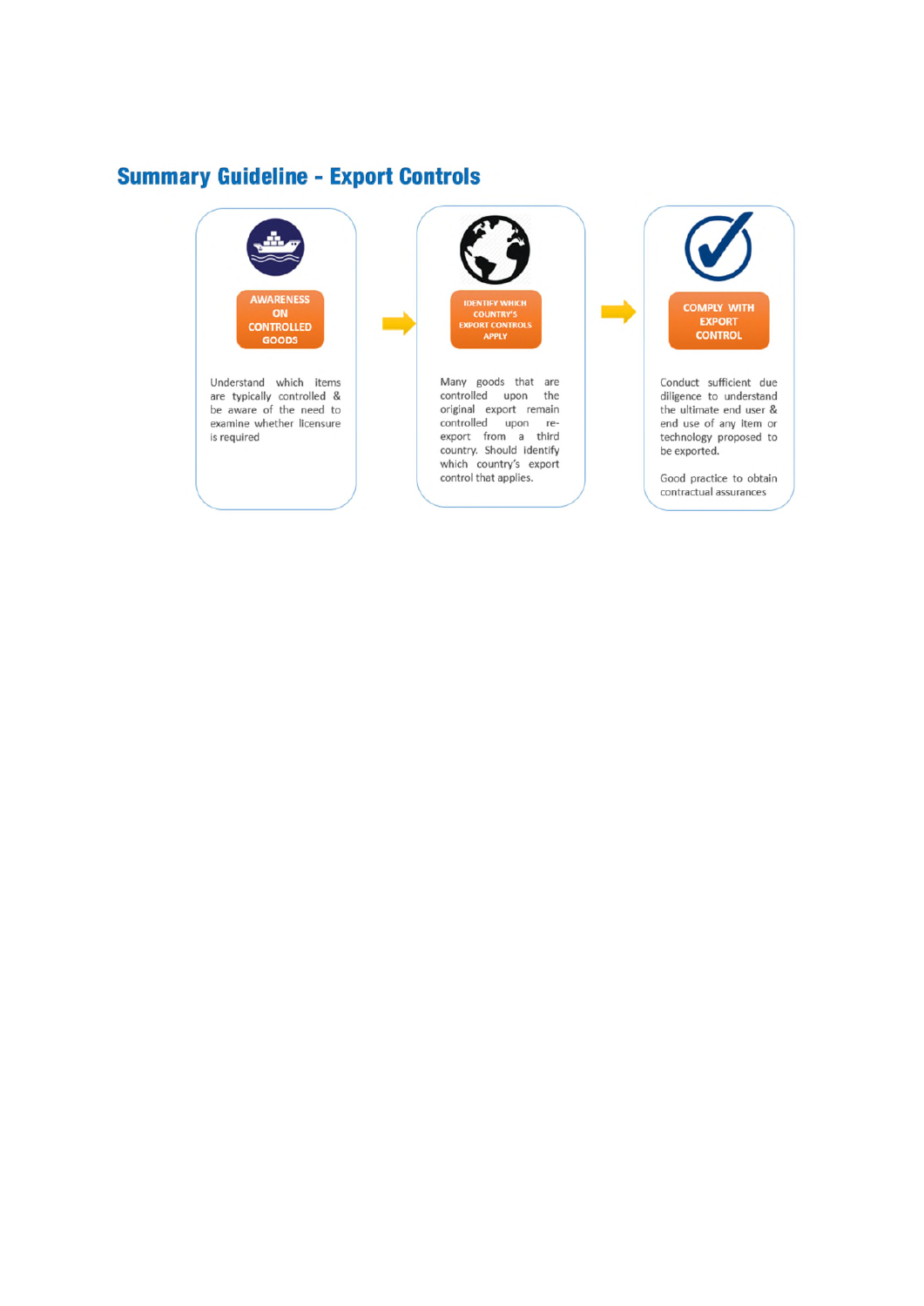## Summary Guideline - Export Controls

**AWARENESS ON CONTROLLED GOODS**

Understand which items are typically controlled & be aware of the need to examine whether licensure is required

**IDENTIFY WHICH COUNTRY'S EXPORT CONTROLS APPLY**

Many goods that are controlled upon the original export remain controlled upon re-export from a third country. Should identify which country's export control that applies.

**COMPLY WITH EXPORT CONTROL**

Conduct sufficient due diligence to understand the ultimate end user & end use of any item or technology proposed to be exported.

Good practice to obtain contractual assurances